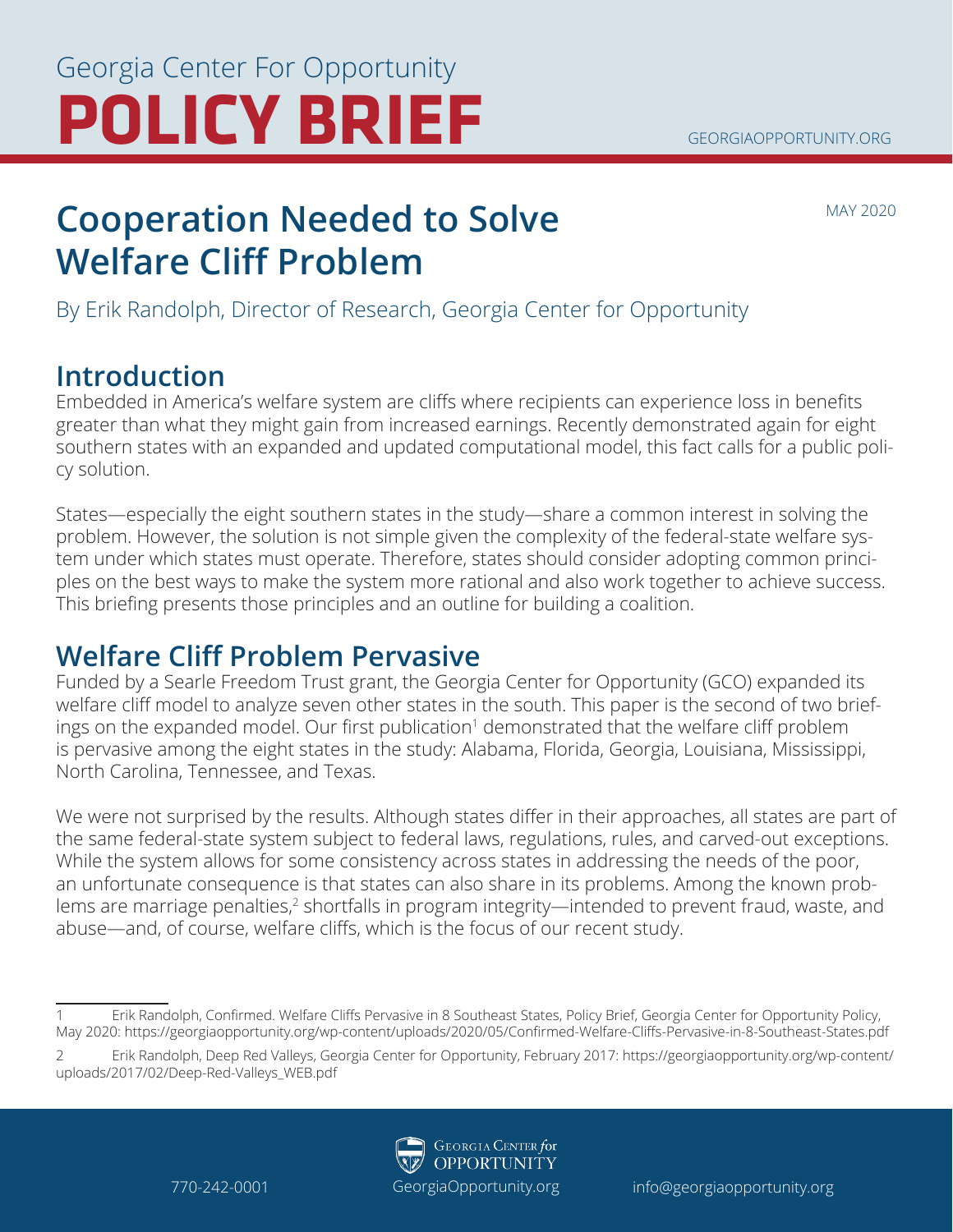Georgia Center For Opportunity

# POLICY BRIEF

GEORGIAOPPORTUNITY.ORG

MAY 2020

# Cooperation Needed to Solve Welfare Cliff Problem

By Erik Randolph, Director of Research, Georgia Center for Opportunity

## Introduction

Embedded in America's welfare system are cliffs where recipients can experience loss in benefits greater than what they might gain from increased earnings. Recently demonstrated again for eight southern states with an expanded and updated computational model, this fact calls for a public policy solution.

States—especially the eight southern states in the study—share a common interest in solving the problem. However, the solution is not simple given the complexity of the federal-state welfare system under which states must operate. Therefore, states should consider adopting common principles on the best ways to make the system more rational and also work together to achieve success. This briefing presents those principles and an outline for building a coalition.

## Welfare Cliff Problem Pervasive

Funded by a Searle Freedom Trust grant, the Georgia Center for Opportunity (GCO) expanded its welfare cliff model to analyze seven other states in the south. This paper is the second of two briefings on the expanded model. Our first publication[1] demonstrated that the welfare cliff problem is pervasive among the eight states in the study: Alabama, Florida, Georgia, Louisiana, Mississippi, North Carolina, Tennessee, and Texas.

We were not surprised by the results. Although states differ in their approaches, all states are part of the same federal-state system subject to federal laws, regulations, rules, and carved-out exceptions. While the system allows for some consistency across states in addressing the needs of the poor, an unfortunate consequence is that states can also share in its problems. Among the known problems are marriage penalties,[2] shortfalls in program integrity—intended to prevent fraud, waste, and abuse—and, of course, welfare cliffs, which is the focus of our recent study.

---

1 Erik Randolph, Confirmed. Welfare Cliffs Pervasive in 8 Southeast States, Policy Brief, Georgia Center for Opportunity Policy, May 2020: https://georgiaopportunity.org/wp-content/uploads/2020/05/Confirmed-Welfare-Cliffs-Pervasive-in-8-Southeast-States.pdf

2 Erik Randolph, Deep Red Valleys, Georgia Center for Opportunity, February 2017: https://georgiaopportunity.org/wp-content/uploads/2017/02/Deep-Red-Valleys_WEB.pdf

770-242-0001 GeorgiaOpportunity.org info@georgiaopportunity.org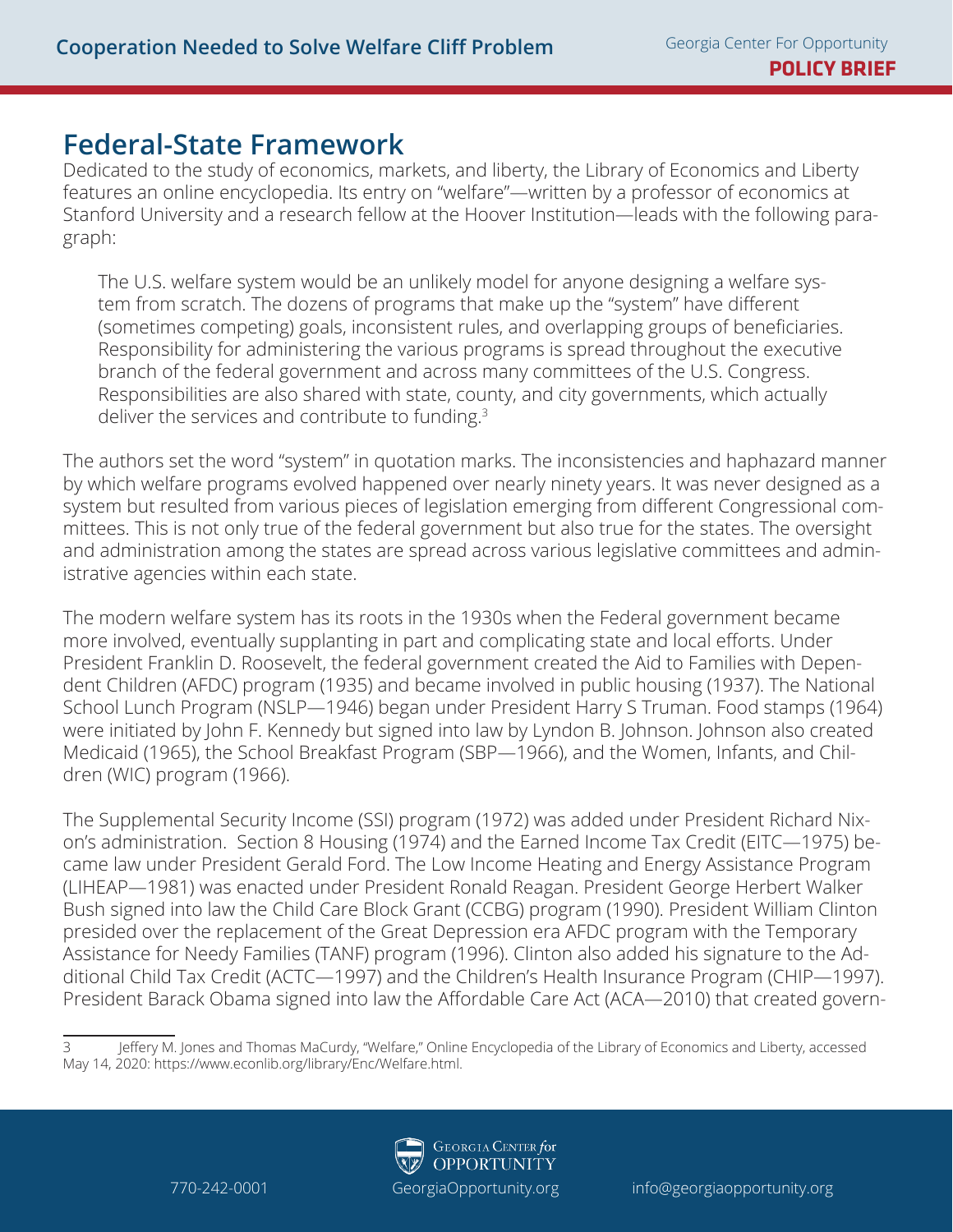## Federal-State Framework

Dedicated to the study of economics, markets, and liberty, the Library of Economics and Liberty features an online encyclopedia. Its entry on "welfare"—written by a professor of economics at Stanford University and a research fellow at the Hoover Institution—leads with the following paragraph:

> The U.S. welfare system would be an unlikely model for anyone designing a welfare system from scratch. The dozens of programs that make up the "system" have different (sometimes competing) goals, inconsistent rules, and overlapping groups of beneficiaries. Responsibility for administering the various programs is spread throughout the executive branch of the federal government and across many committees of the U.S. Congress. Responsibilities are also shared with state, county, and city governments, which actually deliver the services and contribute to funding.[3]

The authors set the word "system" in quotation marks. The inconsistencies and haphazard manner by which welfare programs evolved happened over nearly ninety years. It was never designed as a system but resulted from various pieces of legislation emerging from different Congressional committees. This is not only true of the federal government but also true for the states. The oversight and administration among the states are spread across various legislative committees and administrative agencies within each state.

The modern welfare system has its roots in the 1930s when the Federal government became more involved, eventually supplanting in part and complicating state and local efforts. Under President Franklin D. Roosevelt, the federal government created the Aid to Families with Dependent Children (AFDC) program (1935) and became involved in public housing (1937). The National School Lunch Program (NSLP—1946) began under President Harry S Truman. Food stamps (1964) were initiated by John F. Kennedy but signed into law by Lyndon B. Johnson. Johnson also created Medicaid (1965), the School Breakfast Program (SBP—1966), and the Women, Infants, and Children (WIC) program (1966).

The Supplemental Security Income (SSI) program (1972) was added under President Richard Nixon's administration. Section 8 Housing (1974) and the Earned Income Tax Credit (EITC—1975) became law under President Gerald Ford. The Low Income Heating and Energy Assistance Program (LIHEAP—1981) was enacted under President Ronald Reagan. President George Herbert Walker Bush signed into law the Child Care Block Grant (CCBG) program (1990). President William Clinton presided over the replacement of the Great Depression era AFDC program with the Temporary Assistance for Needy Families (TANF) program (1996). Clinton also added his signature to the Additional Child Tax Credit (ACTC—1997) and the Children's Health Insurance Program (CHIP—1997). President Barack Obama signed into law the Affordable Care Act (ACA—2010) that created govern-

[3] Jeffery M. Jones and Thomas MaCurdy, "Welfare," Online Encyclopedia of the Library of Economics and Liberty, accessed May 14, 2020: https://www.econlib.org/library/Enc/Welfare.html.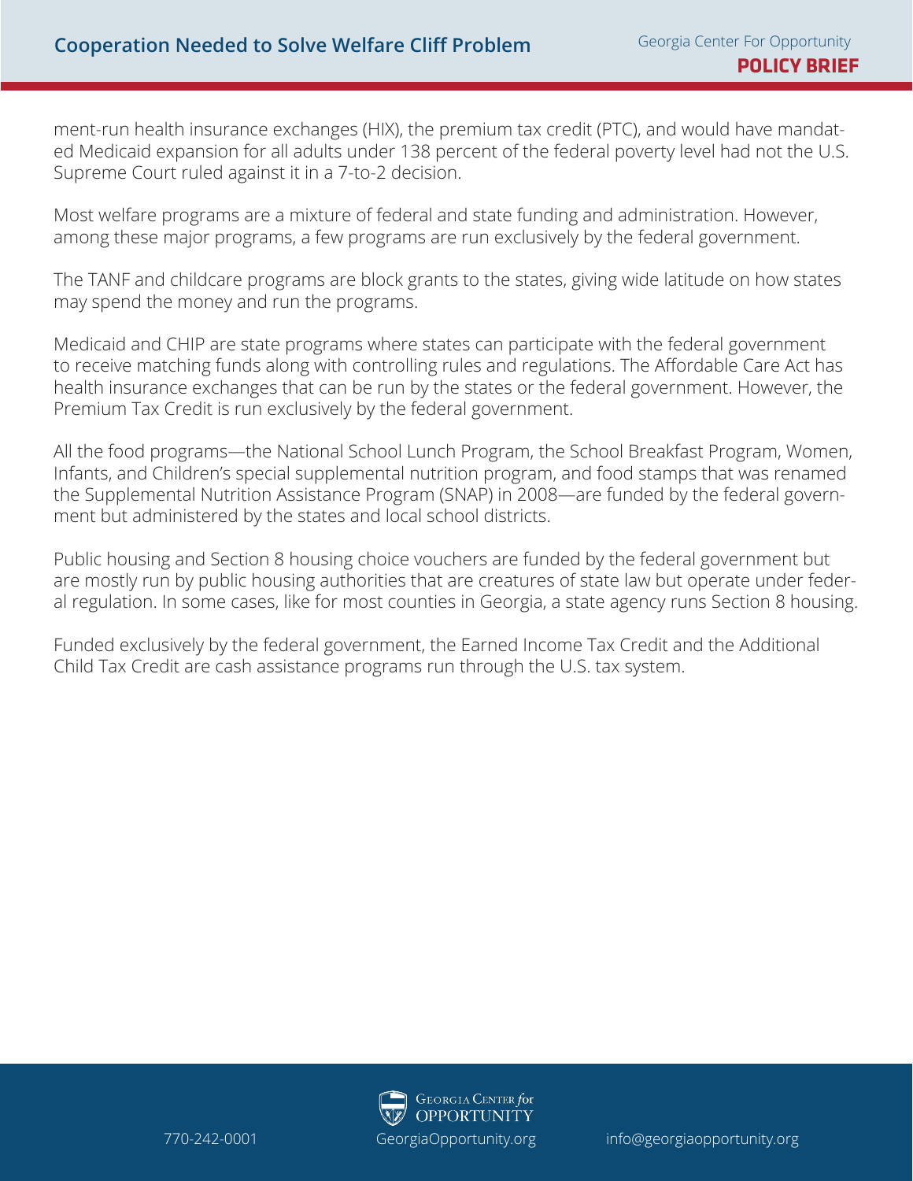ment-run health insurance exchanges (HIX), the premium tax credit (PTC), and would have mandated Medicaid expansion for all adults under 138 percent of the federal poverty level had not the U.S. Supreme Court ruled against it in a 7-to-2 decision.

Most welfare programs are a mixture of federal and state funding and administration. However, among these major programs, a few programs are run exclusively by the federal government.

The TANF and childcare programs are block grants to the states, giving wide latitude on how states may spend the money and run the programs.

Medicaid and CHIP are state programs where states can participate with the federal government to receive matching funds along with controlling rules and regulations. The Affordable Care Act has health insurance exchanges that can be run by the states or the federal government. However, the Premium Tax Credit is run exclusively by the federal government.

All the food programs—the National School Lunch Program, the School Breakfast Program, Women, Infants, and Children's special supplemental nutrition program, and food stamps that was renamed the Supplemental Nutrition Assistance Program (SNAP) in 2008—are funded by the federal government but administered by the states and local school districts.

Public housing and Section 8 housing choice vouchers are funded by the federal government but are mostly run by public housing authorities that are creatures of state law but operate under federal regulation. In some cases, like for most counties in Georgia, a state agency runs Section 8 housing.

Funded exclusively by the federal government, the Earned Income Tax Credit and the Additional Child Tax Credit are cash assistance programs run through the U.S. tax system.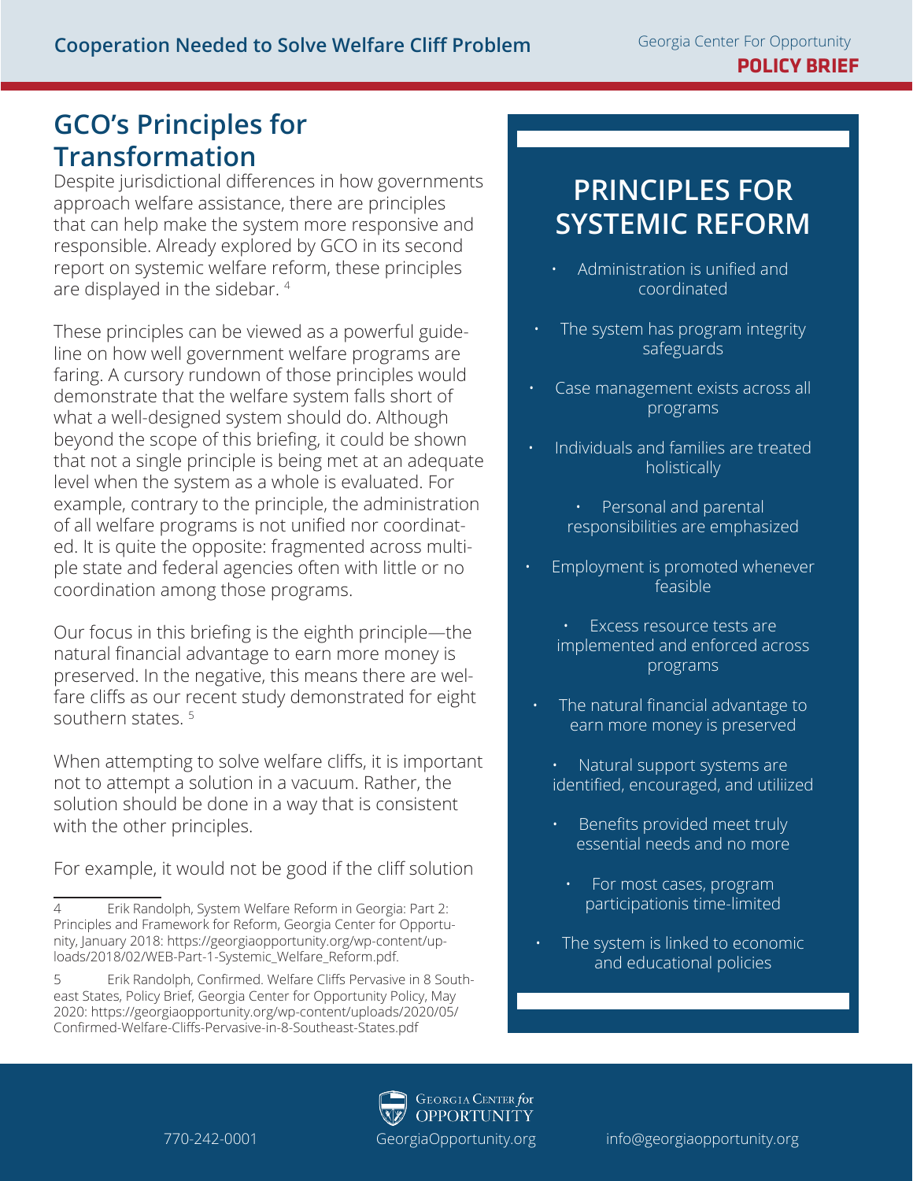## GCO's Principles for Transformation

Despite jurisdictional differences in how governments approach welfare assistance, there are principles that can help make the system more responsive and responsible. Already explored by GCO in its second report on systemic welfare reform, these principles are displayed in the sidebar. [4]

These principles can be viewed as a powerful guideline on how well government welfare programs are faring. A cursory rundown of those principles would demonstrate that the welfare system falls short of what a well-designed system should do. Although beyond the scope of this briefing, it could be shown that not a single principle is being met at an adequate level when the system as a whole is evaluated. For example, contrary to the principle, the administration of all welfare programs is not unified nor coordinated. It is quite the opposite: fragmented across multiple state and federal agencies often with little or no coordination among those programs.

Our focus in this briefing is the eighth principle—the natural financial advantage to earn more money is preserved. In the negative, this means there are welfare cliffs as our recent study demonstrated for eight southern states. [5]

When attempting to solve welfare cliffs, it is important not to attempt a solution in a vacuum. Rather, the solution should be done in a way that is consistent with the other principles.

For example, it would not be good if the cliff solution

## PRINCIPLES FOR SYSTEMIC REFORM

- Administration is unified and coordinated
- The system has program integrity safeguards
- Case management exists across all programs
- Individuals and families are treated holistically
- Personal and parental responsibilities are emphasized
- Employment is promoted whenever feasible
- Excess resource tests are implemented and enforced across programs
- The natural financial advantage to earn more money is preserved
- Natural support systems are identified, encouraged, and utiliized
- Benefits provided meet truly essential needs and no more
- For most cases, program participationis time-limited
- The system is linked to economic and educational policies

---

4 Erik Randolph, System Welfare Reform in Georgia: Part 2: Principles and Framework for Reform, Georgia Center for Opportunity, January 2018: https://georgiaopportunity.org/wp-content/uploads/2018/02/WEB-Part-1-Systemic_Welfare_Reform.pdf.

5 Erik Randolph, Confirmed. Welfare Cliffs Pervasive in 8 Southeast States, Policy Brief, Georgia Center for Opportunity Policy, May 2020: https://georgiaopportunity.org/wp-content/uploads/2020/05/Confirmed-Welfare-Cliffs-Pervasive-in-8-Southeast-States.pdf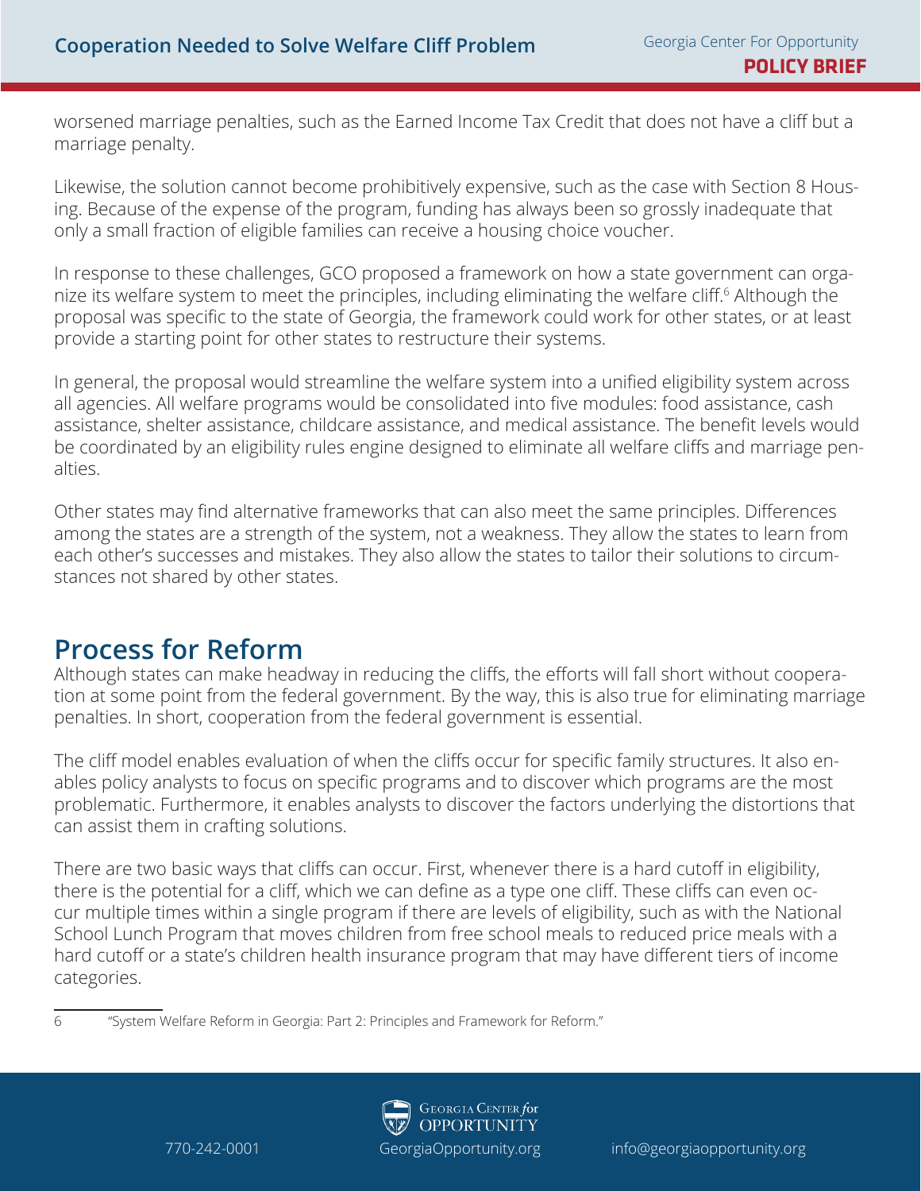worsened marriage penalties, such as the Earned Income Tax Credit that does not have a cliff but a marriage penalty.

Likewise, the solution cannot become prohibitively expensive, such as the case with Section 8 Housing. Because of the expense of the program, funding has always been so grossly inadequate that only a small fraction of eligible families can receive a housing choice voucher.

In response to these challenges, GCO proposed a framework on how a state government can organize its welfare system to meet the principles, including eliminating the welfare cliff.[6] Although the proposal was specific to the state of Georgia, the framework could work for other states, or at least provide a starting point for other states to restructure their systems.

In general, the proposal would streamline the welfare system into a unified eligibility system across all agencies. All welfare programs would be consolidated into five modules: food assistance, cash assistance, shelter assistance, childcare assistance, and medical assistance. The benefit levels would be coordinated by an eligibility rules engine designed to eliminate all welfare cliffs and marriage penalties.

Other states may find alternative frameworks that can also meet the same principles. Differences among the states are a strength of the system, not a weakness. They allow the states to learn from each other's successes and mistakes. They also allow the states to tailor their solutions to circumstances not shared by other states.

## Process for Reform

Although states can make headway in reducing the cliffs, the efforts will fall short without cooperation at some point from the federal government. By the way, this is also true for eliminating marriage penalties. In short, cooperation from the federal government is essential.

The cliff model enables evaluation of when the cliffs occur for specific family structures. It also enables policy analysts to focus on specific programs and to discover which programs are the most problematic. Furthermore, it enables analysts to discover the factors underlying the distortions that can assist them in crafting solutions.

There are two basic ways that cliffs can occur. First, whenever there is a hard cutoff in eligibility, there is the potential for a cliff, which we can define as a type one cliff. These cliffs can even occur multiple times within a single program if there are levels of eligibility, such as with the National School Lunch Program that moves children from free school meals to reduced price meals with a hard cutoff or a state's children health insurance program that may have different tiers of income categories.

6 "System Welfare Reform in Georgia: Part 2: Principles and Framework for Reform."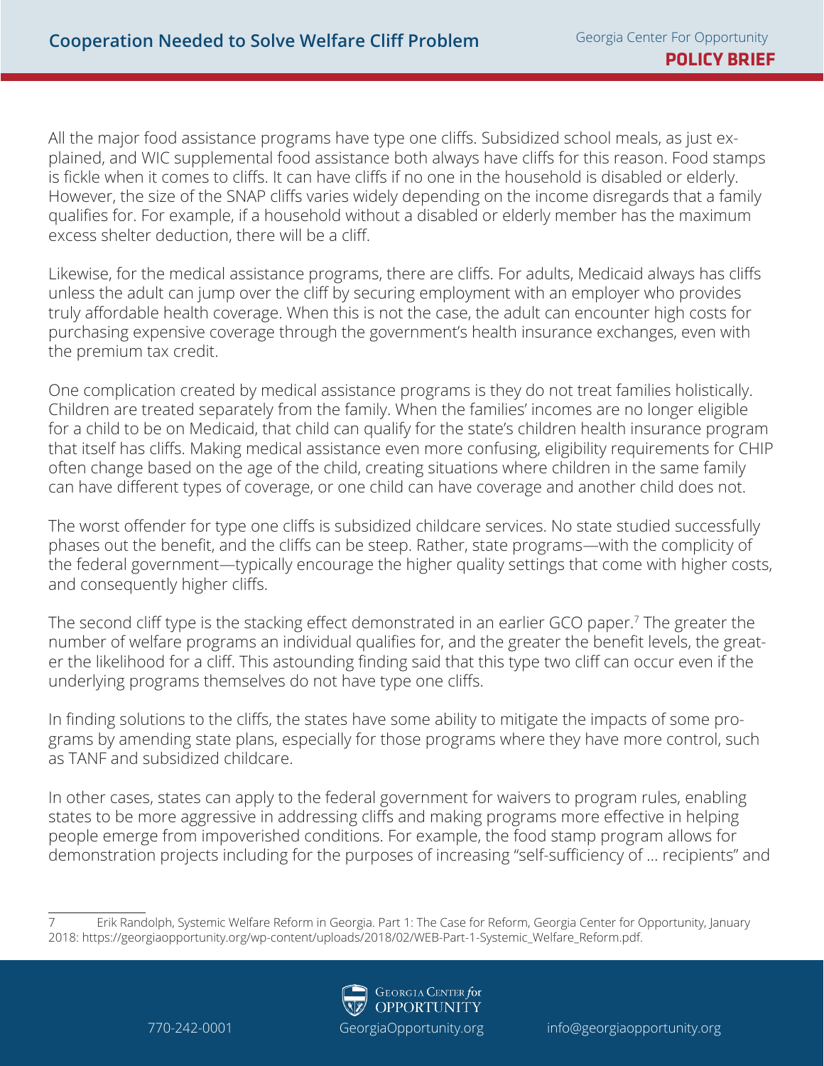All the major food assistance programs have type one cliffs. Subsidized school meals, as just explained, and WIC supplemental food assistance both always have cliffs for this reason. Food stamps is fickle when it comes to cliffs. It can have cliffs if no one in the household is disabled or elderly. However, the size of the SNAP cliffs varies widely depending on the income disregards that a family qualifies for. For example, if a household without a disabled or elderly member has the maximum excess shelter deduction, there will be a cliff.

Likewise, for the medical assistance programs, there are cliffs. For adults, Medicaid always has cliffs unless the adult can jump over the cliff by securing employment with an employer who provides truly affordable health coverage. When this is not the case, the adult can encounter high costs for purchasing expensive coverage through the government's health insurance exchanges, even with the premium tax credit.

One complication created by medical assistance programs is they do not treat families holistically. Children are treated separately from the family. When the families' incomes are no longer eligible for a child to be on Medicaid, that child can qualify for the state's children health insurance program that itself has cliffs. Making medical assistance even more confusing, eligibility requirements for CHIP often change based on the age of the child, creating situations where children in the same family can have different types of coverage, or one child can have coverage and another child does not.

The worst offender for type one cliffs is subsidized childcare services. No state studied successfully phases out the benefit, and the cliffs can be steep. Rather, state programs—with the complicity of the federal government—typically encourage the higher quality settings that come with higher costs, and consequently higher cliffs.

The second cliff type is the stacking effect demonstrated in an earlier GCO paper.[7] The greater the number of welfare programs an individual qualifies for, and the greater the benefit levels, the greater the likelihood for a cliff. This astounding finding said that this type two cliff can occur even if the underlying programs themselves do not have type one cliffs.

In finding solutions to the cliffs, the states have some ability to mitigate the impacts of some programs by amending state plans, especially for those programs where they have more control, such as TANF and subsidized childcare.

In other cases, states can apply to the federal government for waivers to program rules, enabling states to be more aggressive in addressing cliffs and making programs more effective in helping people emerge from impoverished conditions. For example, the food stamp program allows for demonstration projects including for the purposes of increasing "self-sufficiency of … recipients" and

---

7 Erik Randolph, Systemic Welfare Reform in Georgia. Part 1: The Case for Reform, Georgia Center for Opportunity, January 2018: https://georgiaopportunity.org/wp-content/uploads/2018/02/WEB-Part-1-Systemic_Welfare_Reform.pdf.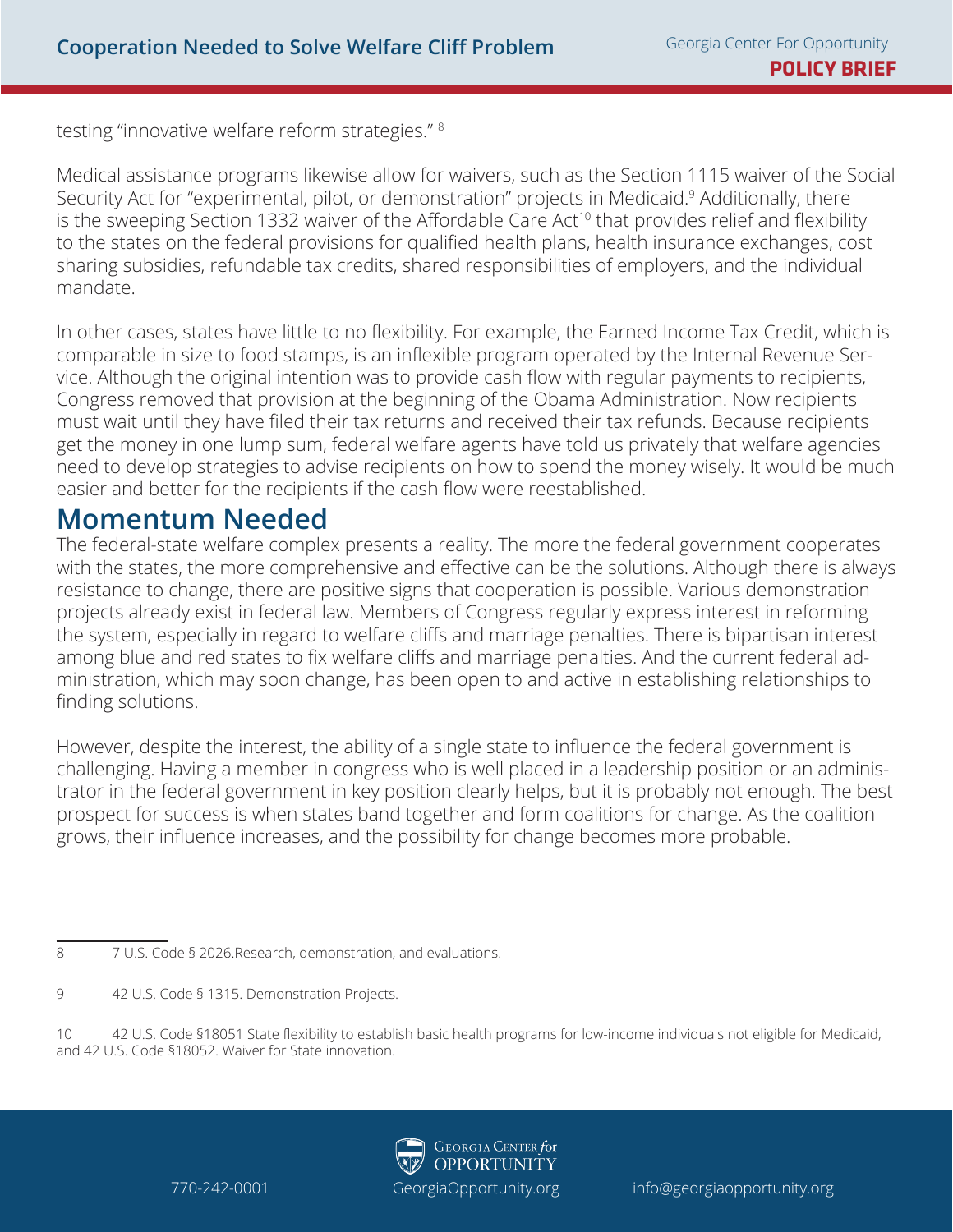testing "innovative welfare reform strategies." [8]

Medical assistance programs likewise allow for waivers, such as the Section 1115 waiver of the Social Security Act for "experimental, pilot, or demonstration" projects in Medicaid.[9] Additionally, there is the sweeping Section 1332 waiver of the Affordable Care Act[10] that provides relief and flexibility to the states on the federal provisions for qualified health plans, health insurance exchanges, cost sharing subsidies, refundable tax credits, shared responsibilities of employers, and the individual mandate.

In other cases, states have little to no flexibility. For example, the Earned Income Tax Credit, which is comparable in size to food stamps, is an inflexible program operated by the Internal Revenue Service. Although the original intention was to provide cash flow with regular payments to recipients, Congress removed that provision at the beginning of the Obama Administration. Now recipients must wait until they have filed their tax returns and received their tax refunds. Because recipients get the money in one lump sum, federal welfare agents have told us privately that welfare agencies need to develop strategies to advise recipients on how to spend the money wisely. It would be much easier and better for the recipients if the cash flow were reestablished.

## Momentum Needed

The federal-state welfare complex presents a reality. The more the federal government cooperates with the states, the more comprehensive and effective can be the solutions. Although there is always resistance to change, there are positive signs that cooperation is possible. Various demonstration projects already exist in federal law. Members of Congress regularly express interest in reforming the system, especially in regard to welfare cliffs and marriage penalties. There is bipartisan interest among blue and red states to fix welfare cliffs and marriage penalties. And the current federal administration, which may soon change, has been open to and active in establishing relationships to finding solutions.

However, despite the interest, the ability of a single state to influence the federal government is challenging. Having a member in congress who is well placed in a leadership position or an administrator in the federal government in key position clearly helps, but it is probably not enough. The best prospect for success is when states band together and form coalitions for change. As the coalition grows, their influence increases, and the possibility for change becomes more probable.

---

8 7 U.S. Code § 2026.Research, demonstration, and evaluations.

9 42 U.S. Code § 1315. Demonstration Projects.

10 42 U.S. Code §18051 State flexibility to establish basic health programs for low-income individuals not eligible for Medicaid, and 42 U.S. Code §18052. Waiver for State innovation.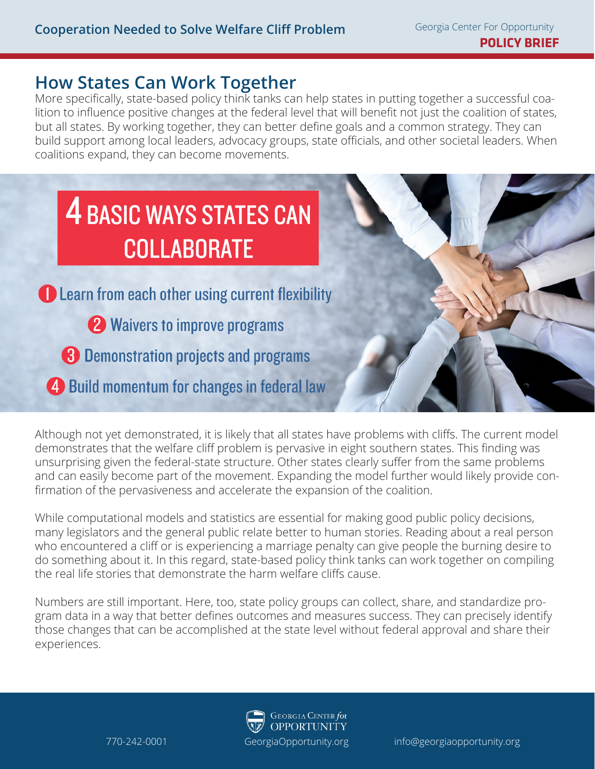## How States Can Work Together

More specifically, state-based policy think tanks can help states in putting together a successful coalition to influence positive changes at the federal level that will benefit not just the coalition of states, but all states. By working together, they can better define goals and a common strategy. They can build support among local leaders, advocacy groups, state officials, and other societal leaders. When coalitions expand, they can become movements.

### 4 BASIC WAYS STATES CAN COLLABORATE

1. Learn from each other using current flexibility
2. Waivers to improve programs
3. Demonstration projects and programs
4. Build momentum for changes in federal law

Although not yet demonstrated, it is likely that all states have problems with cliffs. The current model demonstrates that the welfare cliff problem is pervasive in eight southern states. This finding was unsurprising given the federal-state structure. Other states clearly suffer from the same problems and can easily become part of the movement. Expanding the model further would likely provide confirmation of the pervasiveness and accelerate the expansion of the coalition.

While computational models and statistics are essential for making good public policy decisions, many legislators and the general public relate better to human stories. Reading about a real person who encountered a cliff or is experiencing a marriage penalty can give people the burning desire to do something about it. In this regard, state-based policy think tanks can work together on compiling the real life stories that demonstrate the harm welfare cliffs cause.

Numbers are still important. Here, too, state policy groups can collect, share, and standardize program data in a way that better defines outcomes and measures success. They can precisely identify those changes that can be accomplished at the state level without federal approval and share their experiences.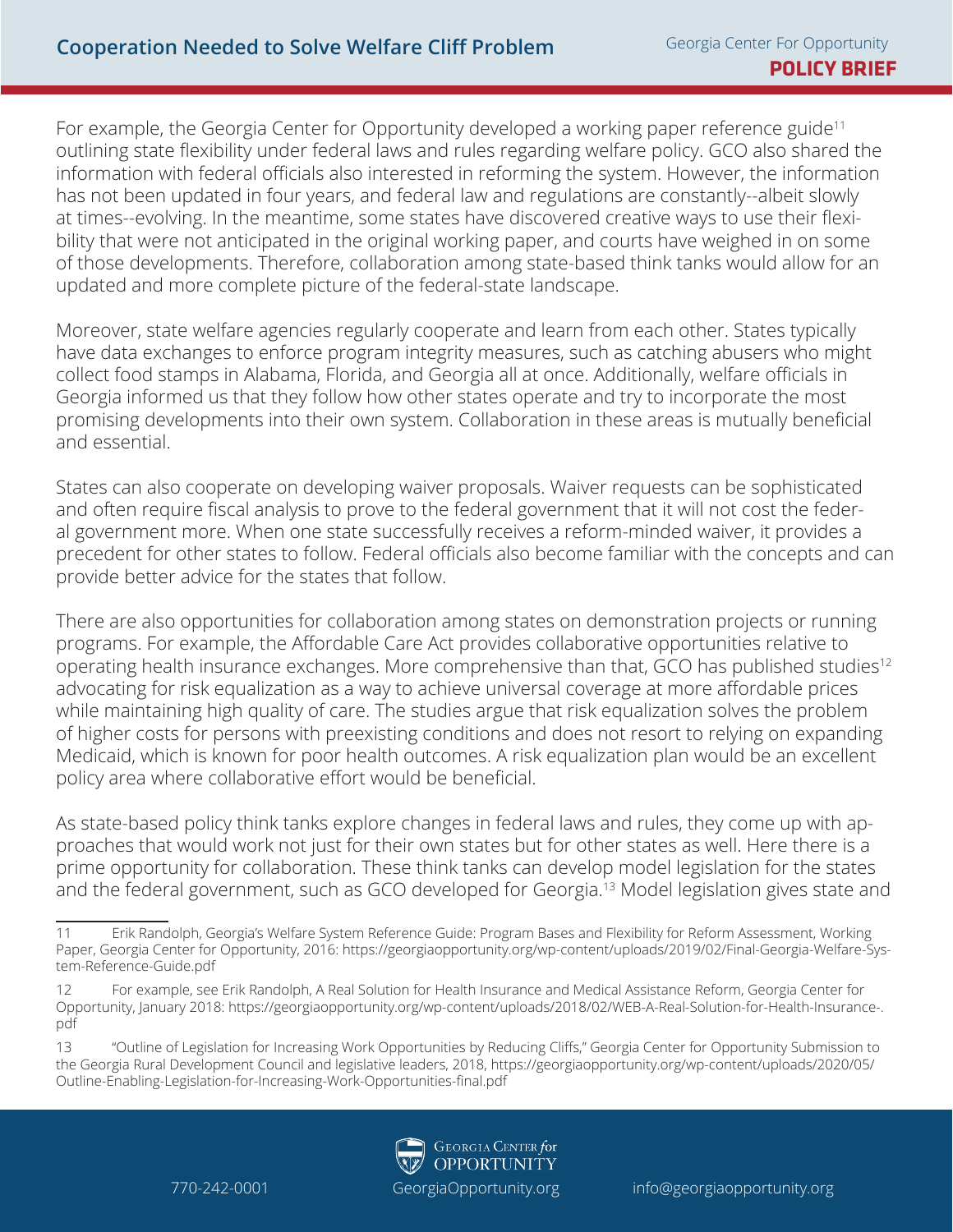For example, the Georgia Center for Opportunity developed a working paper reference guide[11] outlining state flexibility under federal laws and rules regarding welfare policy. GCO also shared the information with federal officials also interested in reforming the system. However, the information has not been updated in four years, and federal law and regulations are constantly--albeit slowly at times--evolving. In the meantime, some states have discovered creative ways to use their flexibility that were not anticipated in the original working paper, and courts have weighed in on some of those developments. Therefore, collaboration among state-based think tanks would allow for an updated and more complete picture of the federal-state landscape.

Moreover, state welfare agencies regularly cooperate and learn from each other. States typically have data exchanges to enforce program integrity measures, such as catching abusers who might collect food stamps in Alabama, Florida, and Georgia all at once. Additionally, welfare officials in Georgia informed us that they follow how other states operate and try to incorporate the most promising developments into their own system. Collaboration in these areas is mutually beneficial and essential.

States can also cooperate on developing waiver proposals. Waiver requests can be sophisticated and often require fiscal analysis to prove to the federal government that it will not cost the federal government more. When one state successfully receives a reform-minded waiver, it provides a precedent for other states to follow. Federal officials also become familiar with the concepts and can provide better advice for the states that follow.

There are also opportunities for collaboration among states on demonstration projects or running programs. For example, the Affordable Care Act provides collaborative opportunities relative to operating health insurance exchanges. More comprehensive than that, GCO has published studies[12] advocating for risk equalization as a way to achieve universal coverage at more affordable prices while maintaining high quality of care. The studies argue that risk equalization solves the problem of higher costs for persons with preexisting conditions and does not resort to relying on expanding Medicaid, which is known for poor health outcomes. A risk equalization plan would be an excellent policy area where collaborative effort would be beneficial.

As state-based policy think tanks explore changes in federal laws and rules, they come up with approaches that would work not just for their own states but for other states as well. Here there is a prime opportunity for collaboration. These think tanks can develop model legislation for the states and the federal government, such as GCO developed for Georgia.[13] Model legislation gives state and

---

11 Erik Randolph, Georgia's Welfare System Reference Guide: Program Bases and Flexibility for Reform Assessment, Working Paper, Georgia Center for Opportunity, 2016: https://georgiaopportunity.org/wp-content/uploads/2019/02/Final-Georgia-Welfare-System-Reference-Guide.pdf

12 For example, see Erik Randolph, A Real Solution for Health Insurance and Medical Assistance Reform, Georgia Center for Opportunity, January 2018: https://georgiaopportunity.org/wp-content/uploads/2018/02/WEB-A-Real-Solution-for-Health-Insurance-.pdf

13 "Outline of Legislation for Increasing Work Opportunities by Reducing Cliffs," Georgia Center for Opportunity Submission to the Georgia Rural Development Council and legislative leaders, 2018, https://georgiaopportunity.org/wp-content/uploads/2020/05/Outline-Enabling-Legislation-for-Increasing-Work-Opportunities-final.pdf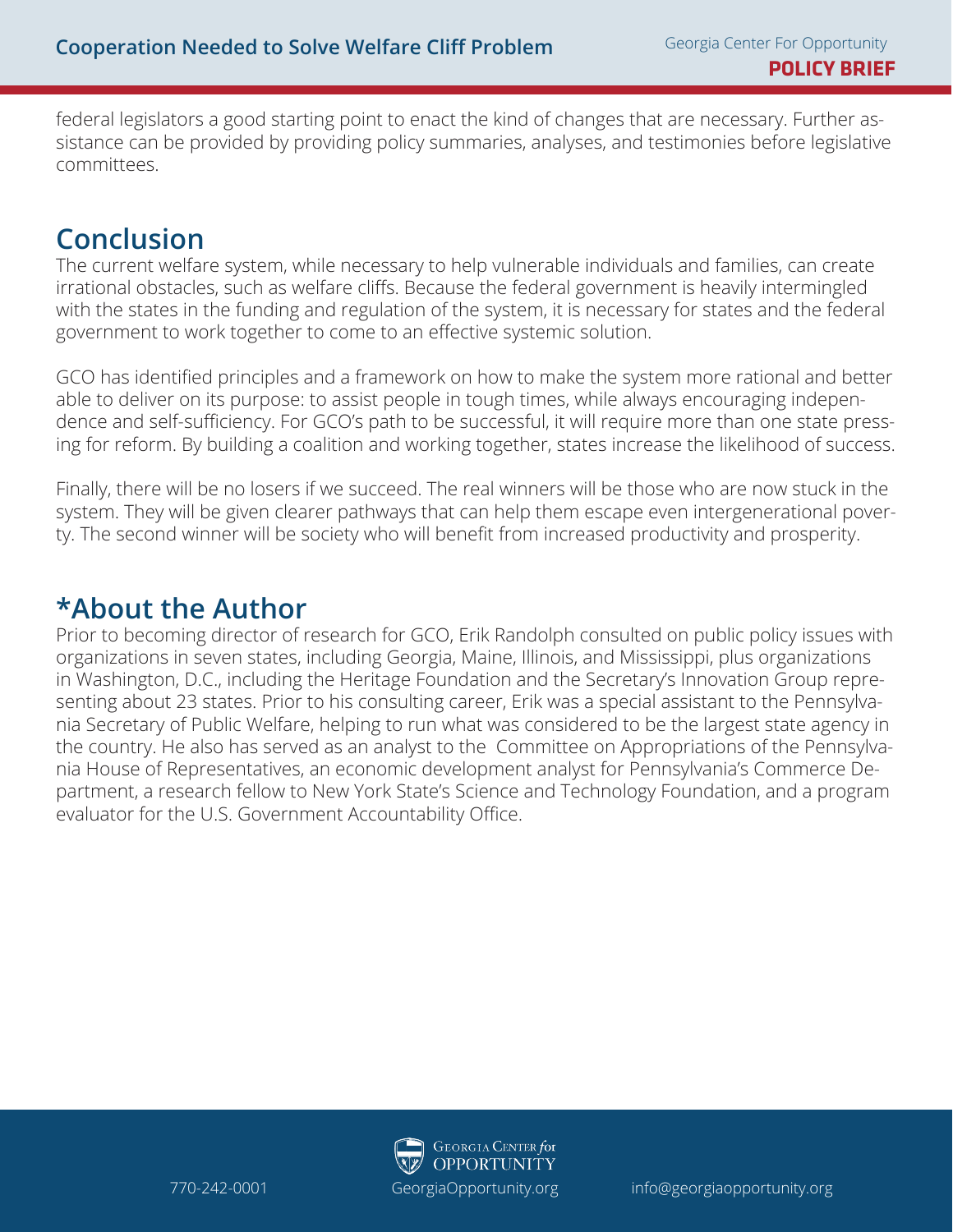federal legislators a good starting point to enact the kind of changes that are necessary. Further assistance can be provided by providing policy summaries, analyses, and testimonies before legislative committees.

## Conclusion

The current welfare system, while necessary to help vulnerable individuals and families, can create irrational obstacles, such as welfare cliffs. Because the federal government is heavily intermingled with the states in the funding and regulation of the system, it is necessary for states and the federal government to work together to come to an effective systemic solution.

GCO has identified principles and a framework on how to make the system more rational and better able to deliver on its purpose: to assist people in tough times, while always encouraging independence and self-sufficiency. For GCO's path to be successful, it will require more than one state pressing for reform. By building a coalition and working together, states increase the likelihood of success.

Finally, there will be no losers if we succeed. The real winners will be those who are now stuck in the system. They will be given clearer pathways that can help them escape even intergenerational poverty. The second winner will be society who will benefit from increased productivity and prosperity.

## *About the Author

Prior to becoming director of research for GCO, Erik Randolph consulted on public policy issues with organizations in seven states, including Georgia, Maine, Illinois, and Mississippi, plus organizations in Washington, D.C., including the Heritage Foundation and the Secretary's Innovation Group representing about 23 states. Prior to his consulting career, Erik was a special assistant to the Pennsylvania Secretary of Public Welfare, helping to run what was considered to be the largest state agency in the country. He also has served as an analyst to the Committee on Appropriations of the Pennsylvania House of Representatives, an economic development analyst for Pennsylvania's Commerce Department, a research fellow to New York State's Science and Technology Foundation, and a program evaluator for the U.S. Government Accountability Office.